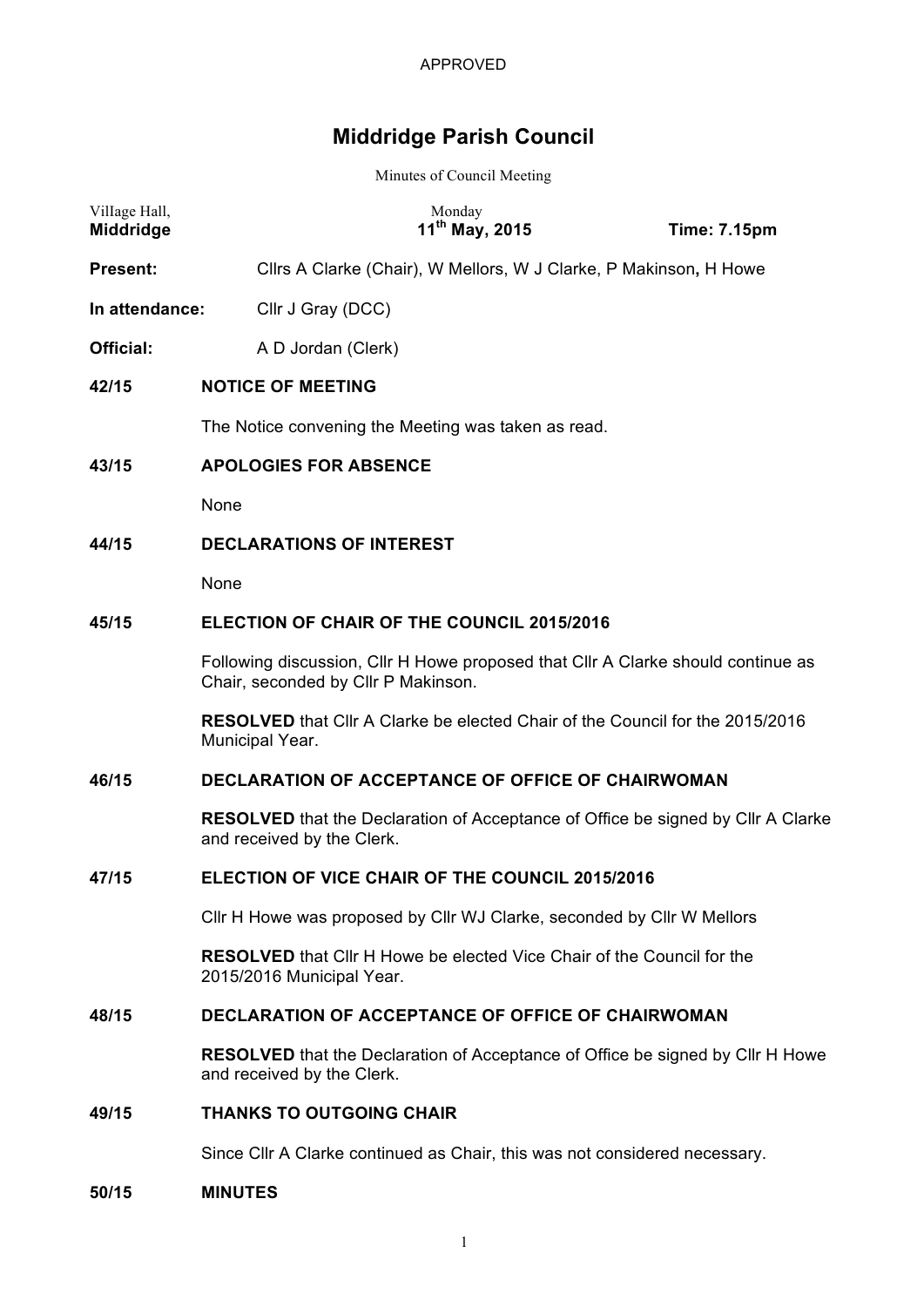APPROVED

# Middridge Parish Council

Minutes of Council Meeting

| Village Hall, **Middridge** | Monday **11th May, 2015** | **Time: 7.15pm** |
|---|---|---|

**Present:** Cllrs A Clarke (Chair), W Mellors, W J Clarke, P Makinson**,** H Howe

**In attendance:** Cllr J Gray (DCC)

**Official:** A D Jordan (Clerk)

**42/15 NOTICE OF MEETING**

The Notice convening the Meeting was taken as read.

**43/15 APOLOGIES FOR ABSENCE**

None

**44/15 DECLARATIONS OF INTEREST**

None

**45/15 ELECTION OF CHAIR OF THE COUNCIL 2015/2016**

Following discussion, Cllr H Howe proposed that Cllr A Clarke should continue as Chair, seconded by Cllr P Makinson.

**RESOLVED** that Cllr A Clarke be elected Chair of the Council for the 2015/2016 Municipal Year.

**46/15 DECLARATION OF ACCEPTANCE OF OFFICE OF CHAIRWOMAN**

**RESOLVED** that the Declaration of Acceptance of Office be signed by Cllr A Clarke and received by the Clerk.

**47/15 ELECTION OF VICE CHAIR OF THE COUNCIL 2015/2016**

Cllr H Howe was proposed by Cllr WJ Clarke, seconded by Cllr W Mellors

**RESOLVED** that Cllr H Howe be elected Vice Chair of the Council for the 2015/2016 Municipal Year.

**48/15 DECLARATION OF ACCEPTANCE OF OFFICE OF CHAIRWOMAN**

**RESOLVED** that the Declaration of Acceptance of Office be signed by Cllr H Howe and received by the Clerk.

**49/15 THANKS TO OUTGOING CHAIR**

Since Cllr A Clarke continued as Chair, this was not considered necessary.

**50/15 MINUTES**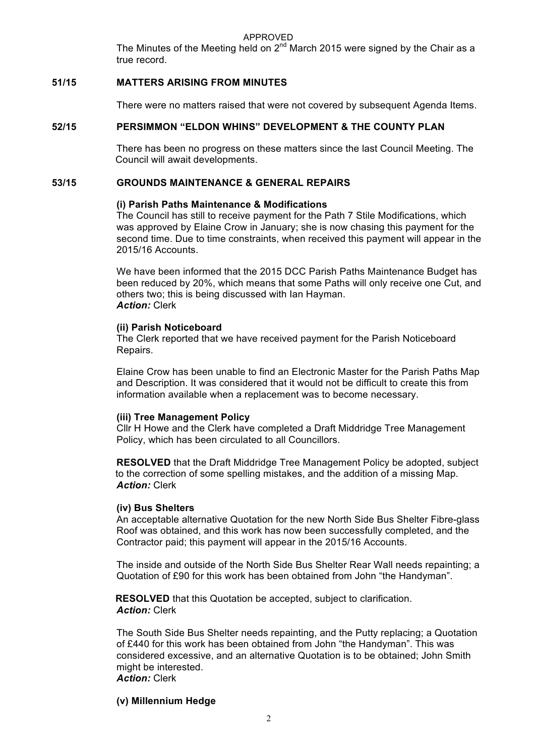APPROVED

The Minutes of the Meeting held on 2nd March 2015 were signed by the Chair as a true record.

**51/15 MATTERS ARISING FROM MINUTES**

There were no matters raised that were not covered by subsequent Agenda Items.

**52/15 PERSIMMON "ELDON WHINS" DEVELOPMENT & THE COUNTY PLAN**

There has been no progress on these matters since the last Council Meeting. The Council will await developments.

**53/15 GROUNDS MAINTENANCE & GENERAL REPAIRS**

**(i) Parish Paths Maintenance & Modifications**

The Council has still to receive payment for the Path 7 Stile Modifications, which was approved by Elaine Crow in January; she is now chasing this payment for the second time. Due to time constraints, when received this payment will appear in the 2015/16 Accounts.

We have been informed that the 2015 DCC Parish Paths Maintenance Budget has been reduced by 20%, which means that some Paths will only receive one Cut, and others two; this is being discussed with Ian Hayman.
***Action:*** Clerk

**(ii) Parish Noticeboard**

The Clerk reported that we have received payment for the Parish Noticeboard Repairs.

Elaine Crow has been unable to find an Electronic Master for the Parish Paths Map and Description. It was considered that it would not be difficult to create this from information available when a replacement was to become necessary.

**(iii) Tree Management Policy**

Cllr H Howe and the Clerk have completed a Draft Middridge Tree Management Policy, which has been circulated to all Councillors.

**RESOLVED** that the Draft Middridge Tree Management Policy be adopted, subject to the correction of some spelling mistakes, and the addition of a missing Map.
***Action:*** Clerk

**(iv) Bus Shelters**

An acceptable alternative Quotation for the new North Side Bus Shelter Fibre-glass Roof was obtained, and this work has now been successfully completed, and the Contractor paid; this payment will appear in the 2015/16 Accounts.

The inside and outside of the North Side Bus Shelter Rear Wall needs repainting; a Quotation of £90 for this work has been obtained from John "the Handyman".

**RESOLVED** that this Quotation be accepted, subject to clarification.
***Action:*** Clerk

The South Side Bus Shelter needs repainting, and the Putty replacing; a Quotation of £440 for this work has been obtained from John "the Handyman". This was considered excessive, and an alternative Quotation is to be obtained; John Smith might be interested.
***Action:*** Clerk

**(v) Millennium Hedge**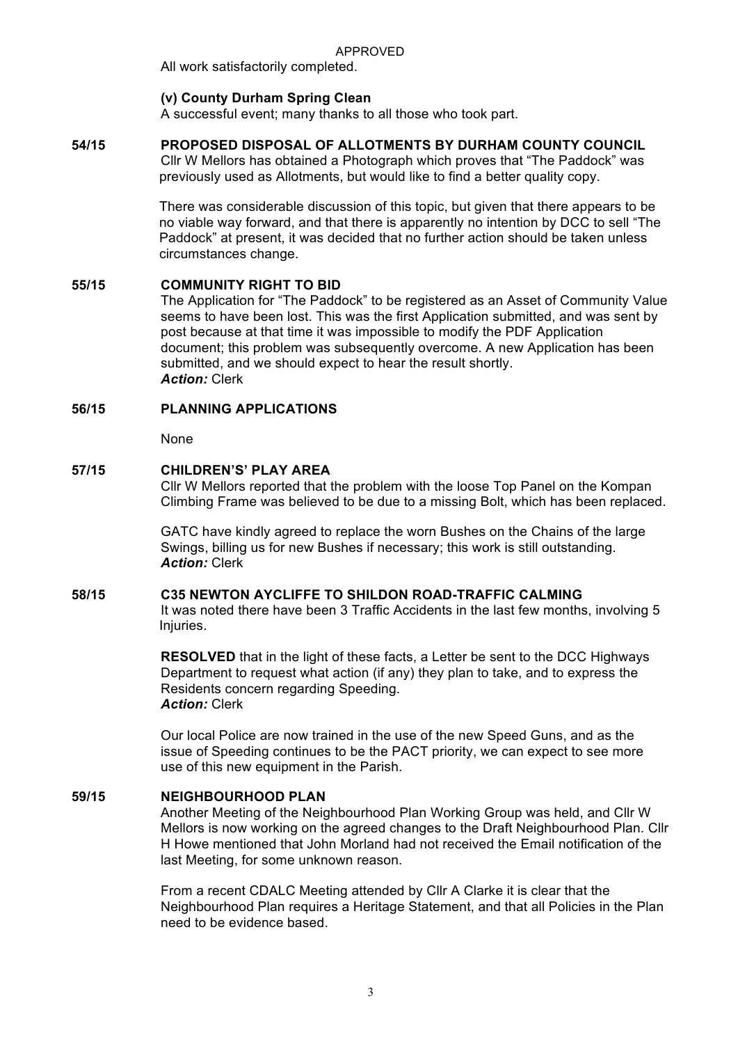APPROVED

All work satisfactorily completed.

**(v) County Durham Spring Clean**

A successful event; many thanks to all those who took part.

**54/15 PROPOSED DISPOSAL OF ALLOTMENTS BY DURHAM COUNTY COUNCIL**

Cllr W Mellors has obtained a Photograph which proves that "The Paddock" was previously used as Allotments, but would like to find a better quality copy.

There was considerable discussion of this topic, but given that there appears to be no viable way forward, and that there is apparently no intention by DCC to sell "The Paddock" at present, it was decided that no further action should be taken unless circumstances change.

**55/15 COMMUNITY RIGHT TO BID**

The Application for "The Paddock" to be registered as an Asset of Community Value seems to have been lost. This was the first Application submitted, and was sent by post because at that time it was impossible to modify the PDF Application document; this problem was subsequently overcome. A new Application has been submitted, and we should expect to hear the result shortly.

***Action:*** Clerk

**56/15 PLANNING APPLICATIONS**

None

**57/15 CHILDREN'S' PLAY AREA**

Cllr W Mellors reported that the problem with the loose Top Panel on the Kompan Climbing Frame was believed to be due to a missing Bolt, which has been replaced.

GATC have kindly agreed to replace the worn Bushes on the Chains of the large Swings, billing us for new Bushes if necessary; this work is still outstanding.

***Action:*** Clerk

**58/15 C35 NEWTON AYCLIFFE TO SHILDON ROAD-TRAFFIC CALMING**

It was noted there have been 3 Traffic Accidents in the last few months, involving 5 Injuries.

**RESOLVED** that in the light of these facts, a Letter be sent to the DCC Highways Department to request what action (if any) they plan to take, and to express the Residents concern regarding Speeding.

***Action:*** Clerk

Our local Police are now trained in the use of the new Speed Guns, and as the issue of Speeding continues to be the PACT priority, we can expect to see more use of this new equipment in the Parish.

**59/15 NEIGHBOURHOOD PLAN**

Another Meeting of the Neighbourhood Plan Working Group was held, and Cllr W Mellors is now working on the agreed changes to the Draft Neighbourhood Plan. Cllr H Howe mentioned that John Morland had not received the Email notification of the last Meeting, for some unknown reason.

From a recent CDALC Meeting attended by Cllr A Clarke it is clear that the Neighbourhood Plan requires a Heritage Statement, and that all Policies in the Plan need to be evidence based.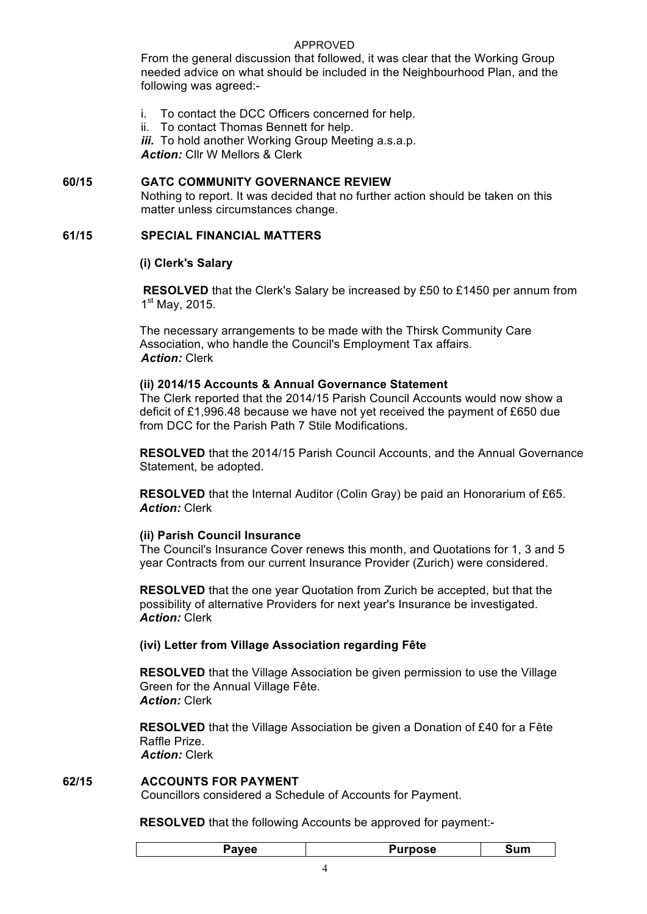APPROVED

From the general discussion that followed, it was clear that the Working Group needed advice on what should be included in the Neighbourhood Plan, and the following was agreed:-

i. To contact the DCC Officers concerned for help.
ii. To contact Thomas Bennett for help.
***iii.*** To hold another Working Group Meeting a.s.a.p.
***Action:*** Cllr W Mellors & Clerk

**60/15 GATC COMMUNITY GOVERNANCE REVIEW**

Nothing to report. It was decided that no further action should be taken on this matter unless circumstances change.

**61/15 SPECIAL FINANCIAL MATTERS**

**(i) Clerk's Salary**

**RESOLVED** that the Clerk's Salary be increased by £50 to £1450 per annum from 1st May, 2015.

The necessary arrangements to be made with the Thirsk Community Care Association, who handle the Council's Employment Tax affairs.
***Action:*** Clerk

**(ii) 2014/15 Accounts & Annual Governance Statement**

The Clerk reported that the 2014/15 Parish Council Accounts would now show a deficit of £1,996.48 because we have not yet received the payment of £650 due from DCC for the Parish Path 7 Stile Modifications.

**RESOLVED** that the 2014/15 Parish Council Accounts, and the Annual Governance Statement, be adopted.

**RESOLVED** that the Internal Auditor (Colin Gray) be paid an Honorarium of £65.
***Action:*** Clerk

**(ii) Parish Council Insurance**

The Council's Insurance Cover renews this month, and Quotations for 1, 3 and 5 year Contracts from our current Insurance Provider (Zurich) were considered.

**RESOLVED** that the one year Quotation from Zurich be accepted, but that the possibility of alternative Providers for next year's Insurance be investigated.
***Action:*** Clerk

**(ivi) Letter from Village Association regarding Fête**

**RESOLVED** that the Village Association be given permission to use the Village Green for the Annual Village Fête.
***Action:*** Clerk

**RESOLVED** that the Village Association be given a Donation of £40 for a Fête Raffle Prize.
***Action:*** Clerk

**62/15 ACCOUNTS FOR PAYMENT**

Councillors considered a Schedule of Accounts for Payment.

**RESOLVED** that the following Accounts be approved for payment:-

| Payee | Purpose | Sum |
|---|---|---|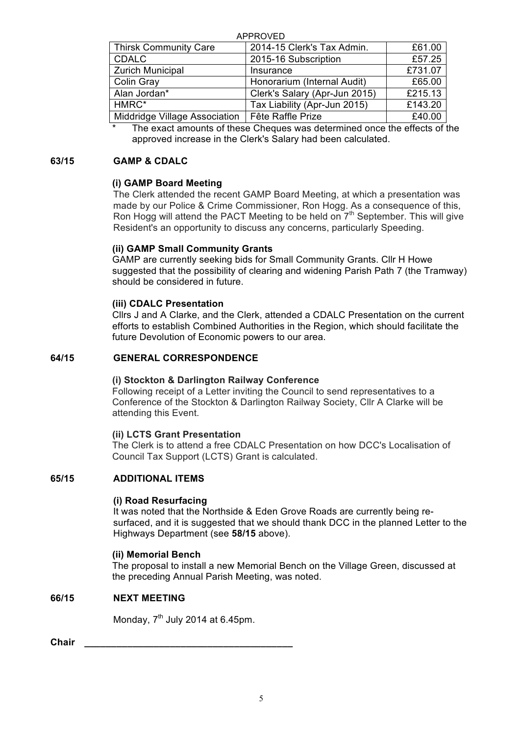APPROVED

| | | |
|---|---|---|
| Thirsk Community Care | 2014-15 Clerk's Tax Admin. | £61.00 |
| CDALC | 2015-16 Subscription | £57.25 |
| Zurich Municipal | Insurance | £731.07 |
| Colin Gray | Honorarium (Internal Audit) | £65.00 |
| Alan Jordan* | Clerk's Salary (Apr-Jun 2015) | £215.13 |
| HMRC* | Tax Liability (Apr-Jun 2015) | £143.20 |
| Middridge Village Association | Fête Raffle Prize | £40.00 |

\* The exact amounts of these Cheques was determined once the effects of the approved increase in the Clerk's Salary had been calculated.

**63/15 GAMP & CDALC**

**(i) GAMP Board Meeting**

The Clerk attended the recent GAMP Board Meeting, at which a presentation was made by our Police & Crime Commissioner, Ron Hogg. As a consequence of this, Ron Hogg will attend the PACT Meeting to be held on 7th September. This will give Resident's an opportunity to discuss any concerns, particularly Speeding.

**(ii) GAMP Small Community Grants**

GAMP are currently seeking bids for Small Community Grants. Cllr H Howe suggested that the possibility of clearing and widening Parish Path 7 (the Tramway) should be considered in future.

**(iii) CDALC Presentation**

Cllrs J and A Clarke, and the Clerk, attended a CDALC Presentation on the current efforts to establish Combined Authorities in the Region, which should facilitate the future Devolution of Economic powers to our area.

**64/15 GENERAL CORRESPONDENCE**

**(i) Stockton & Darlington Railway Conference**

Following receipt of a Letter inviting the Council to send representatives to a Conference of the Stockton & Darlington Railway Society, Cllr A Clarke will be attending this Event.

**(ii) LCTS Grant Presentation**

The Clerk is to attend a free CDALC Presentation on how DCC's Localisation of Council Tax Support (LCTS) Grant is calculated.

**65/15 ADDITIONAL ITEMS**

**(i) Road Resurfacing**

It was noted that the Northside & Eden Grove Roads are currently being re-surfaced, and it is suggested that we should thank DCC in the planned Letter to the Highways Department (see **58/15** above).

**(ii) Memorial Bench**

The proposal to install a new Memorial Bench on the Village Green, discussed at the preceding Annual Parish Meeting, was noted.

**66/15 NEXT MEETING**

Monday, 7th July 2014 at 6.45pm.

**Chair** \_\_\_\_\_\_\_\_\_\_\_\_\_\_\_\_\_\_\_\_\_\_\_\_\_\_\_\_\_\_\_\_\_\_\_\_\_\_\_\_